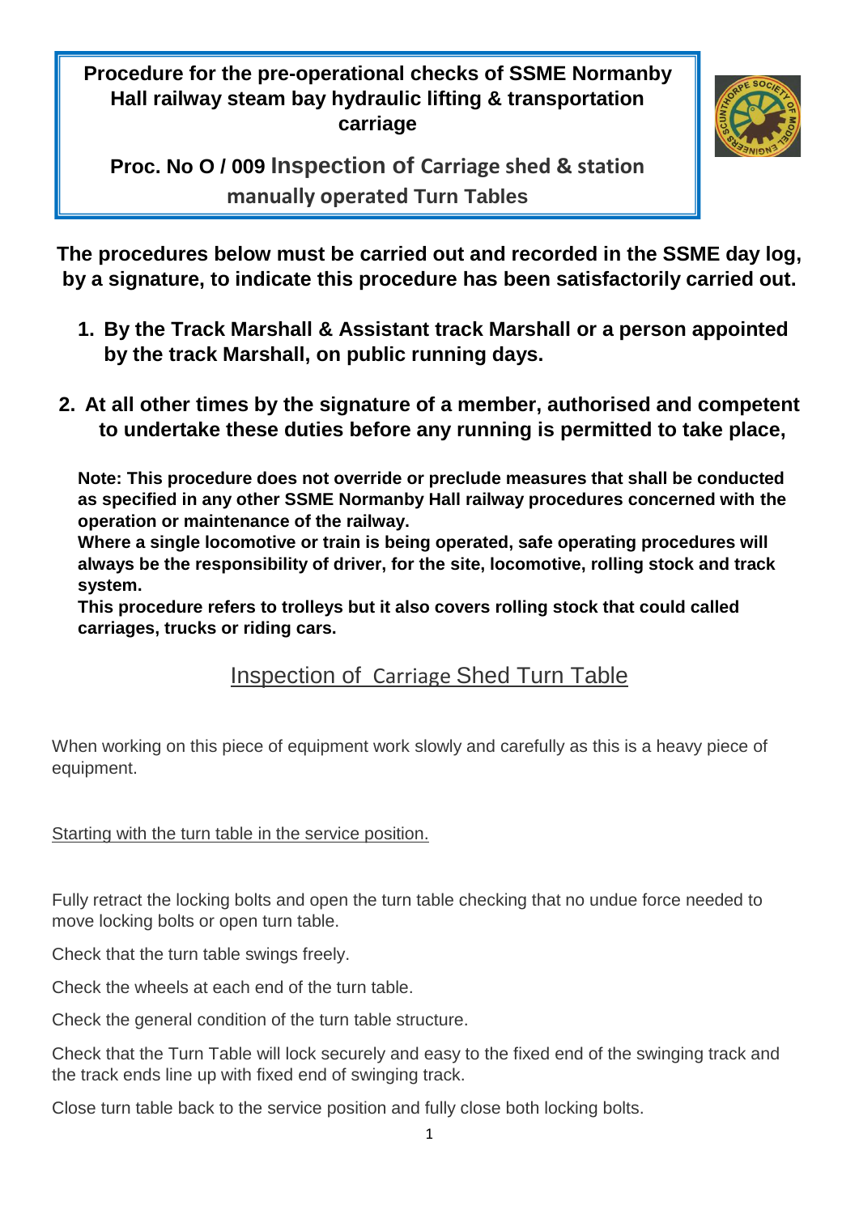**Procedure for the pre-operational checks of SSME Normanby Hall railway steam bay hydraulic lifting & transportation carriage**

**Proc. No O / 009 Inspection of Carriage shed & station manually operated Turn Tables**

**The procedures below must be carried out and recorded in the SSME day log, by a signature, to indicate this procedure has been satisfactorily carried out.**

1. **By the Track Marshall & Assistant track Marshall or a person appointed by the track Marshall, on public running days.**
2. **At all other times by the signature of a member, authorised and competent to undertake these duties before any running is permitted to take place,**

**Note: This procedure does not override or preclude measures that shall be conducted as specified in any other SSME Normanby Hall railway procedures concerned with the operation or maintenance of the railway.**
**Where a single locomotive or train is being operated, safe operating procedures will always be the responsibility of driver, for the site, locomotive, rolling stock and track system.**
**This procedure refers to trolleys but it also covers rolling stock that could called carriages, trucks or riding cars.**

## Inspection of Carriage Shed Turn Table

When working on this piece of equipment work slowly and carefully as this is a heavy piece of equipment.

Starting with the turn table in the service position.

Fully retract the locking bolts and open the turn table checking that no undue force needed to move locking bolts or open turn table.

Check that the turn table swings freely.

Check the wheels at each end of the turn table.

Check the general condition of the turn table structure.

Check that the Turn Table will lock securely and easy to the fixed end of the swinging track and the track ends line up with fixed end of swinging track.

Close turn table back to the service position and fully close both locking bolts.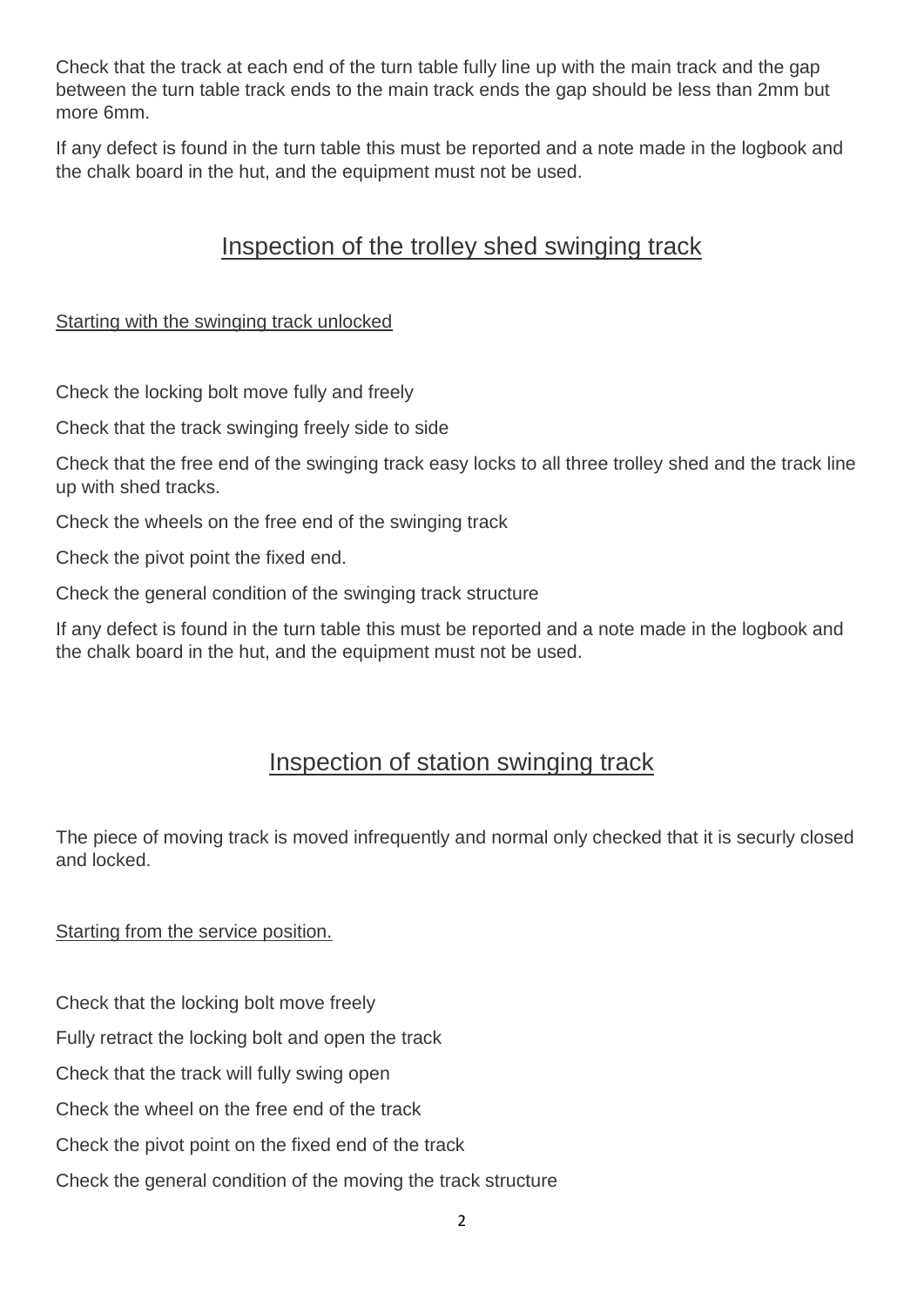Check that the track at each end of the turn table fully line up with the main track and the gap between the turn table track ends to the main track ends the gap should be less than 2mm but more 6mm.

If any defect is found in the turn table this must be reported and a note made in the logbook and the chalk board in the hut, and the equipment must not be used.

## Inspection of the trolley shed swinging track

Starting with the swinging track unlocked

Check the locking bolt move fully and freely

Check that the track swinging freely side to side

Check that the free end of the swinging track easy locks to all three trolley shed and the track line up with shed tracks.

Check the wheels on the free end of the swinging track

Check the pivot point the fixed end.

Check the general condition of the swinging track structure

If any defect is found in the turn table this must be reported and a note made in the logbook and the chalk board in the hut, and the equipment must not be used.

## Inspection of station swinging track

The piece of moving track is moved infrequently and normal only checked that it is securly closed and locked.

Starting from the service position.

Check that the locking bolt move freely

Fully retract the locking bolt and open the track

Check that the track will fully swing open

Check the wheel on the free end of the track

Check the pivot point on the fixed end of the track

Check the general condition of the moving the track structure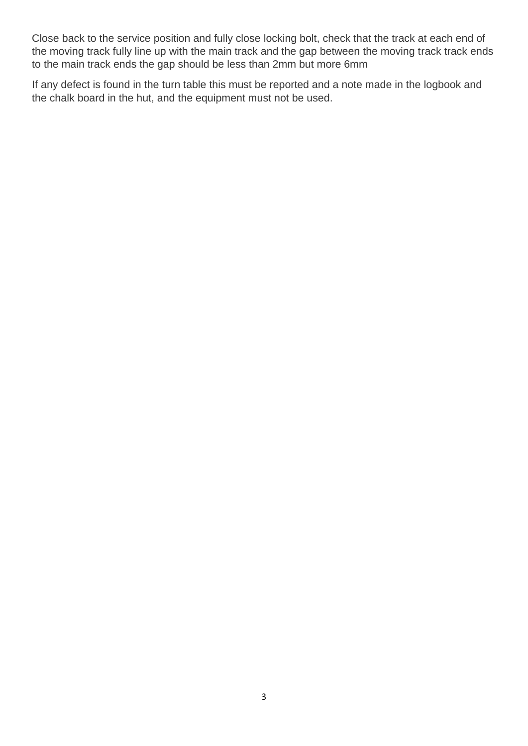Close back to the service position and fully close locking bolt, check that the track at each end of the moving track fully line up with the main track and the gap between the moving track track ends to the main track ends the gap should be less than 2mm but more 6mm

If any defect is found in the turn table this must be reported and a note made in the logbook and the chalk board in the hut, and the equipment must not be used.